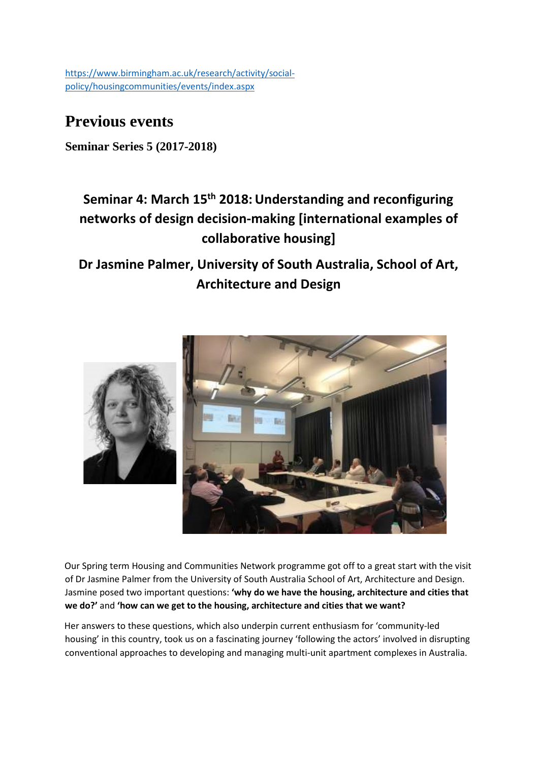https://www.birmingham.ac.uk/research/activity/social-policy/housingcommunities/events/index.aspx

# Previous events

**Seminar Series 5 (2017-2018)**

## Seminar 4: March 15th 2018: Understanding and reconfiguring networks of design decision-making [international examples of collaborative housing]

## Dr Jasmine Palmer, University of South Australia, School of Art, Architecture and Design

Our Spring term Housing and Communities Network programme got off to a great start with the visit of Dr Jasmine Palmer from the University of South Australia School of Art, Architecture and Design. Jasmine posed two important questions: **'why do we have the housing, architecture and cities that we do?'** and **'how can we get to the housing, architecture and cities that we want?**

Her answers to these questions, which also underpin current enthusiasm for 'community-led housing' in this country, took us on a fascinating journey 'following the actors' involved in disrupting conventional approaches to developing and managing multi-unit apartment complexes in Australia.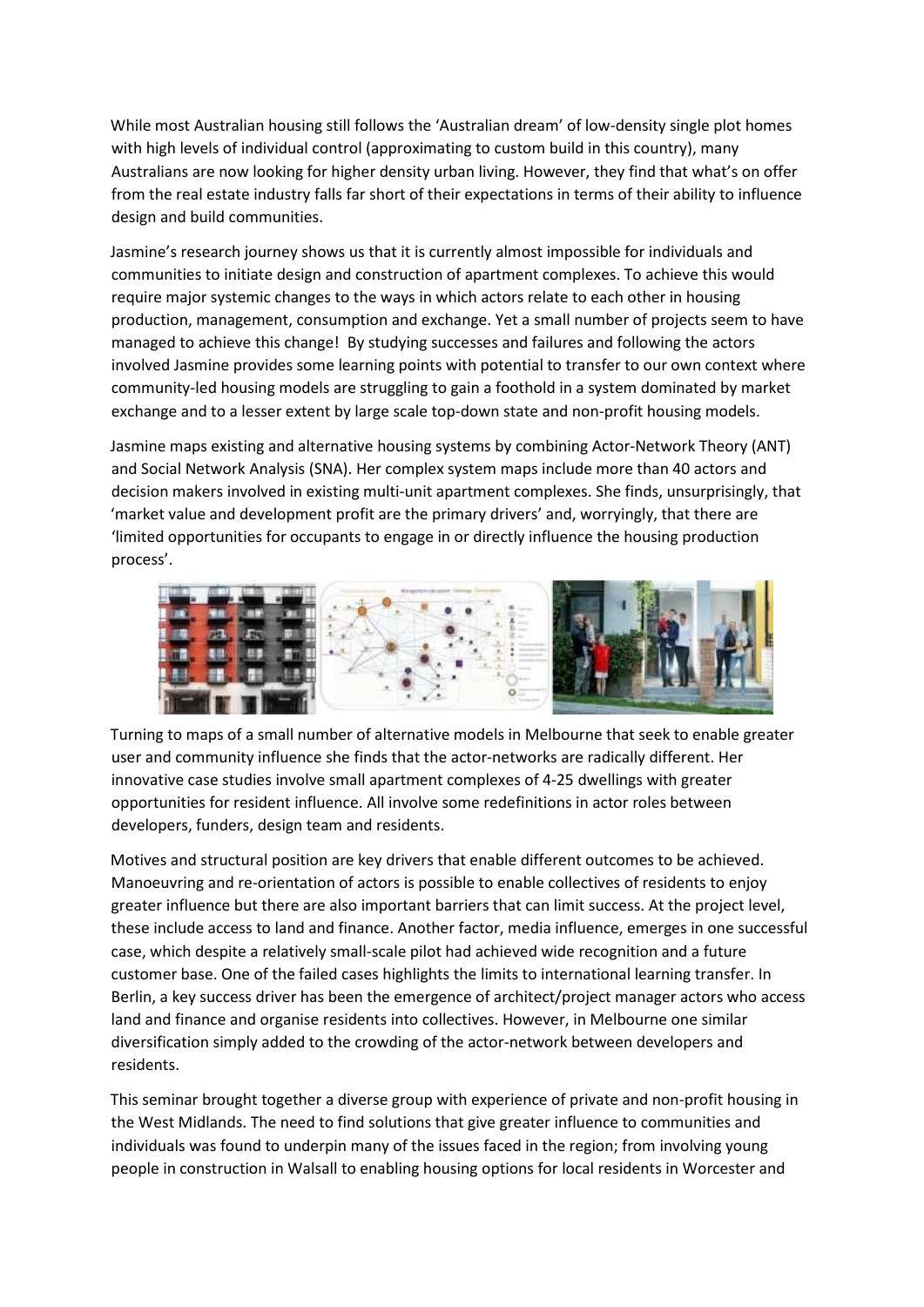While most Australian housing still follows the 'Australian dream' of low-density single plot homes with high levels of individual control (approximating to custom build in this country), many Australians are now looking for higher density urban living. However, they find that what's on offer from the real estate industry falls far short of their expectations in terms of their ability to influence design and build communities.

Jasmine's research journey shows us that it is currently almost impossible for individuals and communities to initiate design and construction of apartment complexes. To achieve this would require major systemic changes to the ways in which actors relate to each other in housing production, management, consumption and exchange. Yet a small number of projects seem to have managed to achieve this change! By studying successes and failures and following the actors involved Jasmine provides some learning points with potential to transfer to our own context where community-led housing models are struggling to gain a foothold in a system dominated by market exchange and to a lesser extent by large scale top-down state and non-profit housing models.

Jasmine maps existing and alternative housing systems by combining Actor-Network Theory (ANT) and Social Network Analysis (SNA). Her complex system maps include more than 40 actors and decision makers involved in existing multi-unit apartment complexes. She finds, unsurprisingly, that 'market value and development profit are the primary drivers' and, worryingly, that there are 'limited opportunities for occupants to engage in or directly influence the housing production process'.

Turning to maps of a small number of alternative models in Melbourne that seek to enable greater user and community influence she finds that the actor-networks are radically different. Her innovative case studies involve small apartment complexes of 4-25 dwellings with greater opportunities for resident influence. All involve some redefinitions in actor roles between developers, funders, design team and residents.

Motives and structural position are key drivers that enable different outcomes to be achieved. Manoeuvring and re-orientation of actors is possible to enable collectives of residents to enjoy greater influence but there are also important barriers that can limit success. At the project level, these include access to land and finance. Another factor, media influence, emerges in one successful case, which despite a relatively small-scale pilot had achieved wide recognition and a future customer base. One of the failed cases highlights the limits to international learning transfer. In Berlin, a key success driver has been the emergence of architect/project manager actors who access land and finance and organise residents into collectives. However, in Melbourne one similar diversification simply added to the crowding of the actor-network between developers and residents.

This seminar brought together a diverse group with experience of private and non-profit housing in the West Midlands. The need to find solutions that give greater influence to communities and individuals was found to underpin many of the issues faced in the region; from involving young people in construction in Walsall to enabling housing options for local residents in Worcester and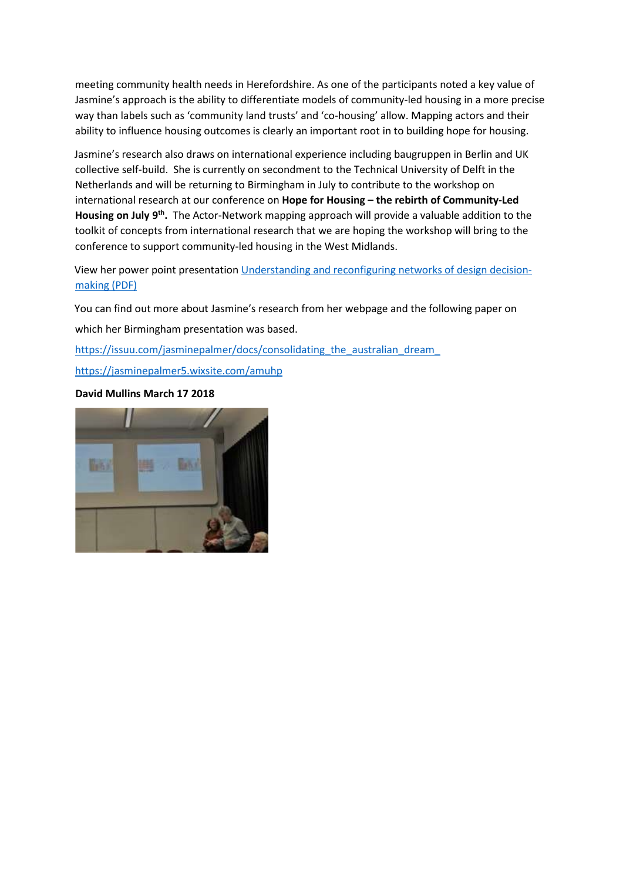meeting community health needs in Herefordshire. As one of the participants noted a key value of Jasmine's approach is the ability to differentiate models of community-led housing in a more precise way than labels such as 'community land trusts' and 'co-housing' allow. Mapping actors and their ability to influence housing outcomes is clearly an important root in to building hope for housing.

Jasmine's research also draws on international experience including baugruppen in Berlin and UK collective self-build. She is currently on secondment to the Technical University of Delft in the Netherlands and will be returning to Birmingham in July to contribute to the workshop on international research at our conference on **Hope for Housing – the rebirth of Community-Led Housing on July 9th.** The Actor-Network mapping approach will provide a valuable addition to the toolkit of concepts from international research that we are hoping the workshop will bring to the conference to support community-led housing in the West Midlands.

View her power point presentation [Understanding and reconfiguring networks of design decision-making (PDF)]()

You can find out more about Jasmine's research from her webpage and the following paper on which her Birmingham presentation was based.

https://issuu.com/jasminepalmer/docs/consolidating_the_australian_dream_

https://jasminepalmer5.wixsite.com/amuhp

**David Mullins March 17 2018**